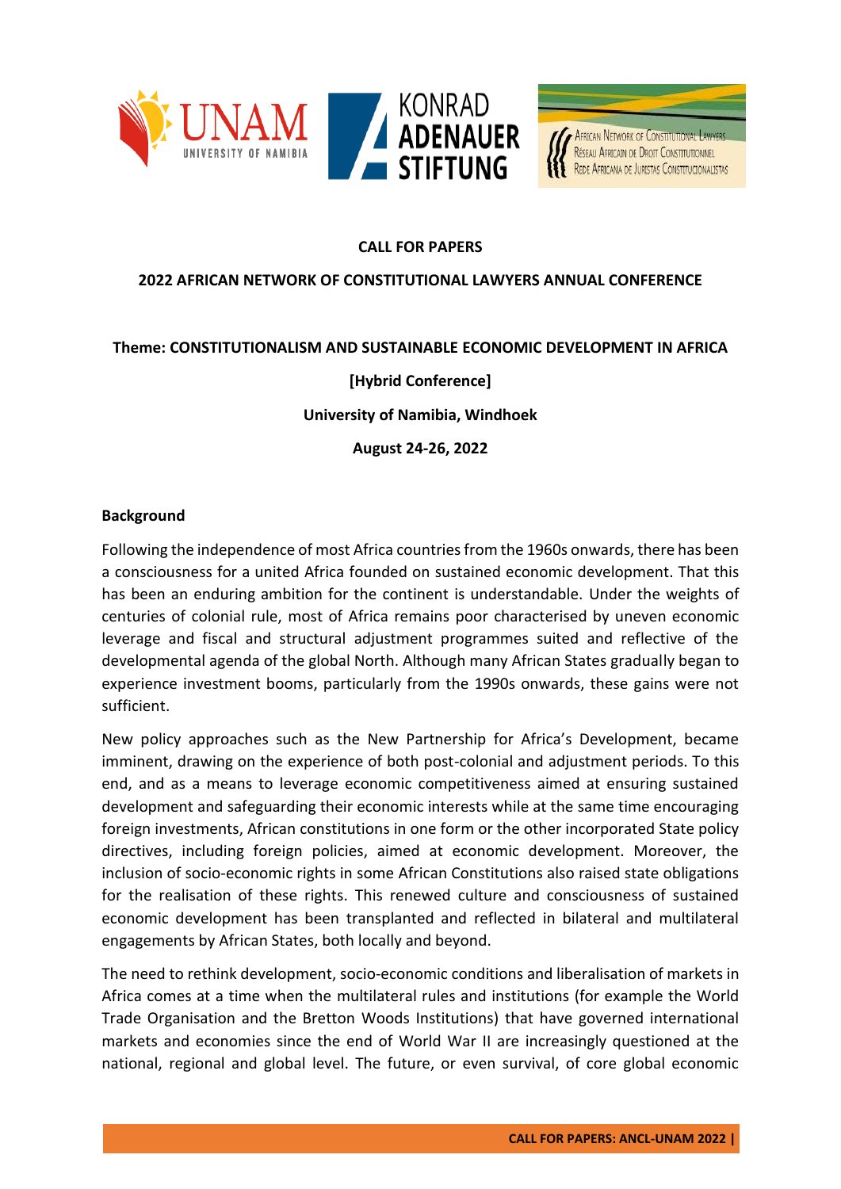**CALL FOR PAPERS**

**2022 AFRICAN NETWORK OF CONSTITUTIONAL LAWYERS ANNUAL CONFERENCE**

**Theme: CONSTITUTIONALISM AND SUSTAINABLE ECONOMIC DEVELOPMENT IN AFRICA**

**[Hybrid Conference]**

**University of Namibia, Windhoek**

**August 24-26, 2022**

**Background**

Following the independence of most Africa countries from the 1960s onwards, there has been a consciousness for a united Africa founded on sustained economic development. That this has been an enduring ambition for the continent is understandable. Under the weights of centuries of colonial rule, most of Africa remains poor characterised by uneven economic leverage and fiscal and structural adjustment programmes suited and reflective of the developmental agenda of the global North. Although many African States gradually began to experience investment booms, particularly from the 1990s onwards, these gains were not sufficient.

New policy approaches such as the New Partnership for Africa's Development, became imminent, drawing on the experience of both post-colonial and adjustment periods. To this end, and as a means to leverage economic competitiveness aimed at ensuring sustained development and safeguarding their economic interests while at the same time encouraging foreign investments, African constitutions in one form or the other incorporated State policy directives, including foreign policies, aimed at economic development. Moreover, the inclusion of socio-economic rights in some African Constitutions also raised state obligations for the realisation of these rights. This renewed culture and consciousness of sustained economic development has been transplanted and reflected in bilateral and multilateral engagements by African States, both locally and beyond.

The need to rethink development, socio-economic conditions and liberalisation of markets in Africa comes at a time when the multilateral rules and institutions (for example the World Trade Organisation and the Bretton Woods Institutions) that have governed international markets and economies since the end of World War II are increasingly questioned at the national, regional and global level. The future, or even survival, of core global economic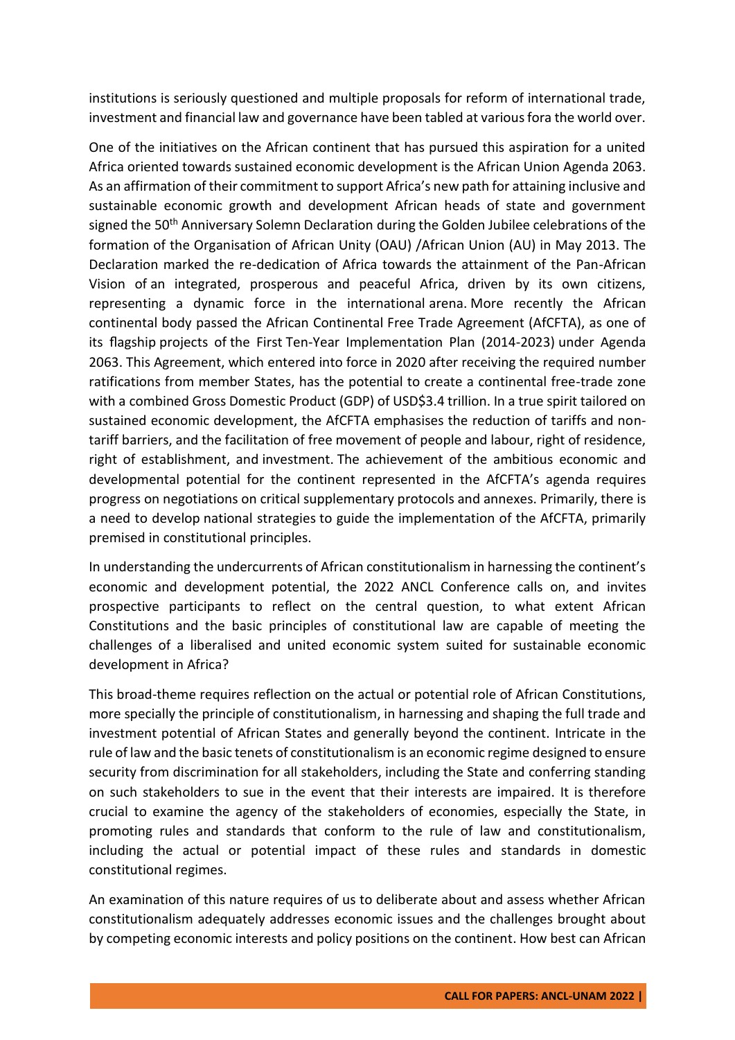institutions is seriously questioned and multiple proposals for reform of international trade, investment and financial law and governance have been tabled at various fora the world over.

One of the initiatives on the African continent that has pursued this aspiration for a united Africa oriented towards sustained economic development is the African Union Agenda 2063. As an affirmation of their commitment to support Africa's new path for attaining inclusive and sustainable economic growth and development African heads of state and government signed the 50th Anniversary Solemn Declaration during the Golden Jubilee celebrations of the formation of the Organisation of African Unity (OAU) /African Union (AU) in May 2013. The Declaration marked the re-dedication of Africa towards the attainment of the Pan-African Vision of an integrated, prosperous and peaceful Africa, driven by its own citizens, representing a dynamic force in the international arena. More recently the African continental body passed the African Continental Free Trade Agreement (AfCFTA), as one of its flagship projects of the First Ten-Year Implementation Plan (2014-2023) under Agenda 2063. This Agreement, which entered into force in 2020 after receiving the required number ratifications from member States, has the potential to create a continental free-trade zone with a combined Gross Domestic Product (GDP) of USD$3.4 trillion. In a true spirit tailored on sustained economic development, the AfCFTA emphasises the reduction of tariffs and non-tariff barriers, and the facilitation of free movement of people and labour, right of residence, right of establishment, and investment. The achievement of the ambitious economic and developmental potential for the continent represented in the AfCFTA's agenda requires progress on negotiations on critical supplementary protocols and annexes. Primarily, there is a need to develop national strategies to guide the implementation of the AfCFTA, primarily premised in constitutional principles.

In understanding the undercurrents of African constitutionalism in harnessing the continent's economic and development potential, the 2022 ANCL Conference calls on, and invites prospective participants to reflect on the central question, to what extent African Constitutions and the basic principles of constitutional law are capable of meeting the challenges of a liberalised and united economic system suited for sustainable economic development in Africa?

This broad-theme requires reflection on the actual or potential role of African Constitutions, more specially the principle of constitutionalism, in harnessing and shaping the full trade and investment potential of African States and generally beyond the continent. Intricate in the rule of law and the basic tenets of constitutionalism is an economic regime designed to ensure security from discrimination for all stakeholders, including the State and conferring standing on such stakeholders to sue in the event that their interests are impaired. It is therefore crucial to examine the agency of the stakeholders of economies, especially the State, in promoting rules and standards that conform to the rule of law and constitutionalism, including the actual or potential impact of these rules and standards in domestic constitutional regimes.

An examination of this nature requires of us to deliberate about and assess whether African constitutionalism adequately addresses economic issues and the challenges brought about by competing economic interests and policy positions on the continent. How best can African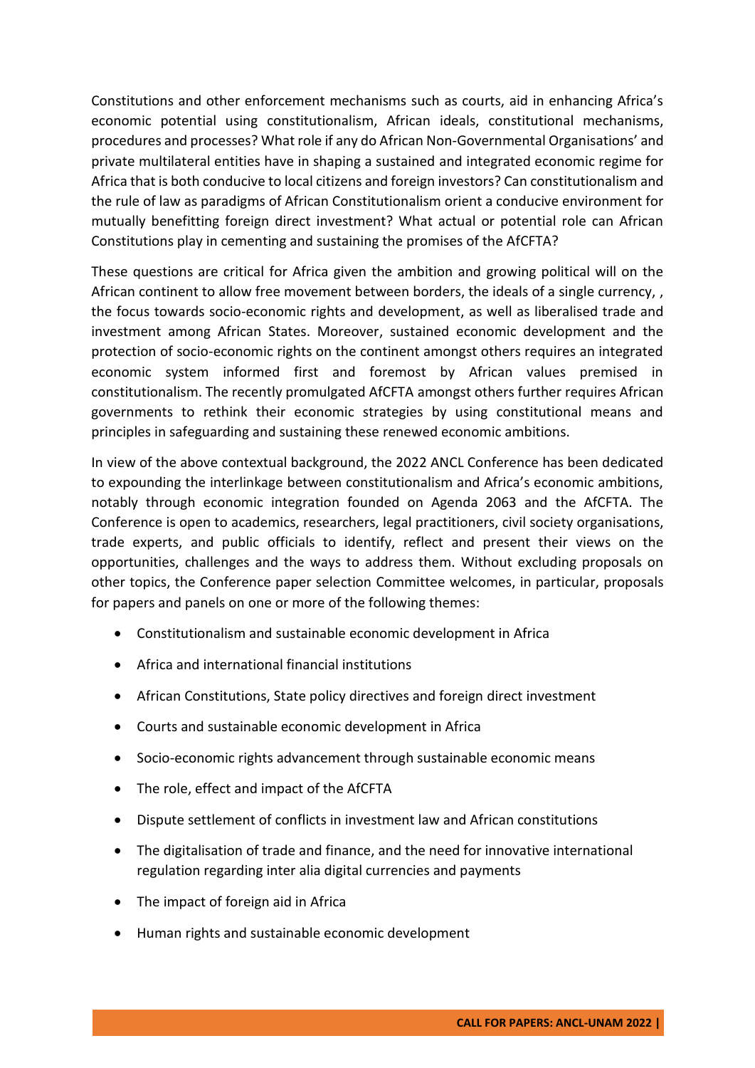Constitutions and other enforcement mechanisms such as courts, aid in enhancing Africa's economic potential using constitutionalism, African ideals, constitutional mechanisms, procedures and processes? What role if any do African Non-Governmental Organisations' and private multilateral entities have in shaping a sustained and integrated economic regime for Africa that is both conducive to local citizens and foreign investors? Can constitutionalism and the rule of law as paradigms of African Constitutionalism orient a conducive environment for mutually benefitting foreign direct investment? What actual or potential role can African Constitutions play in cementing and sustaining the promises of the AfCFTA?

These questions are critical for Africa given the ambition and growing political will on the African continent to allow free movement between borders, the ideals of a single currency, , the focus towards socio-economic rights and development, as well as liberalised trade and investment among African States. Moreover, sustained economic development and the protection of socio-economic rights on the continent amongst others requires an integrated economic system informed first and foremost by African values premised in constitutionalism. The recently promulgated AfCFTA amongst others further requires African governments to rethink their economic strategies by using constitutional means and principles in safeguarding and sustaining these renewed economic ambitions.

In view of the above contextual background, the 2022 ANCL Conference has been dedicated to expounding the interlinkage between constitutionalism and Africa's economic ambitions, notably through economic integration founded on Agenda 2063 and the AfCFTA. The Conference is open to academics, researchers, legal practitioners, civil society organisations, trade experts, and public officials to identify, reflect and present their views on the opportunities, challenges and the ways to address them. Without excluding proposals on other topics, the Conference paper selection Committee welcomes, in particular, proposals for papers and panels on one or more of the following themes:

- Constitutionalism and sustainable economic development in Africa
- Africa and international financial institutions
- African Constitutions, State policy directives and foreign direct investment
- Courts and sustainable economic development in Africa
- Socio-economic rights advancement through sustainable economic means
- The role, effect and impact of the AfCFTA
- Dispute settlement of conflicts in investment law and African constitutions
- The digitalisation of trade and finance, and the need for innovative international regulation regarding inter alia digital currencies and payments
- The impact of foreign aid in Africa
- Human rights and sustainable economic development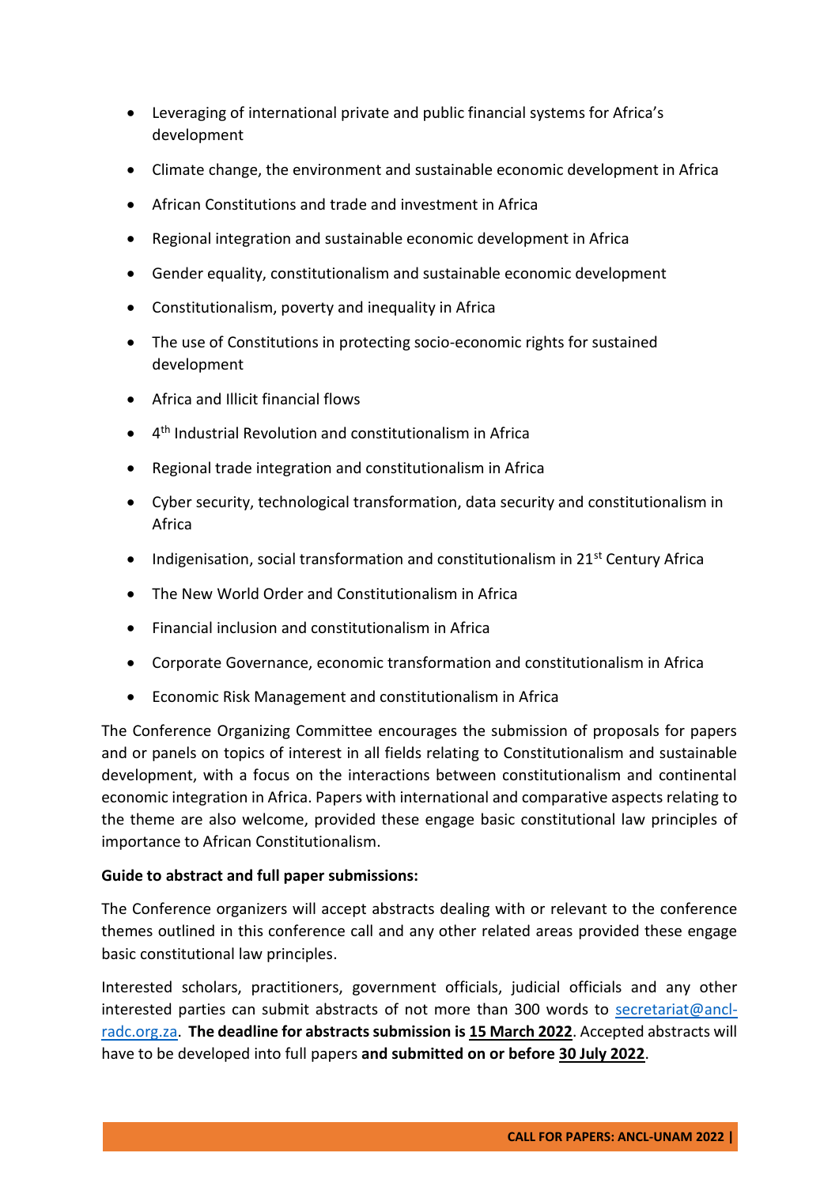- Leveraging of international private and public financial systems for Africa's development
- Climate change, the environment and sustainable economic development in Africa
- African Constitutions and trade and investment in Africa
- Regional integration and sustainable economic development in Africa
- Gender equality, constitutionalism and sustainable economic development
- Constitutionalism, poverty and inequality in Africa
- The use of Constitutions in protecting socio-economic rights for sustained development
- Africa and Illicit financial flows
- 4th Industrial Revolution and constitutionalism in Africa
- Regional trade integration and constitutionalism in Africa
- Cyber security, technological transformation, data security and constitutionalism in Africa
- Indigenisation, social transformation and constitutionalism in 21st Century Africa
- The New World Order and Constitutionalism in Africa
- Financial inclusion and constitutionalism in Africa
- Corporate Governance, economic transformation and constitutionalism in Africa
- Economic Risk Management and constitutionalism in Africa

The Conference Organizing Committee encourages the submission of proposals for papers and or panels on topics of interest in all fields relating to Constitutionalism and sustainable development, with a focus on the interactions between constitutionalism and continental economic integration in Africa. Papers with international and comparative aspects relating to the theme are also welcome, provided these engage basic constitutional law principles of importance to African Constitutionalism.

**Guide to abstract and full paper submissions:**

The Conference organizers will accept abstracts dealing with or relevant to the conference themes outlined in this conference call and any other related areas provided these engage basic constitutional law principles.

Interested scholars, practitioners, government officials, judicial officials and any other interested parties can submit abstracts of not more than 300 words to secretariat@ancl-radc.org.za. **The deadline for abstracts submission is 15 March 2022**. Accepted abstracts will have to be developed into full papers **and submitted on or before 30 July 2022**.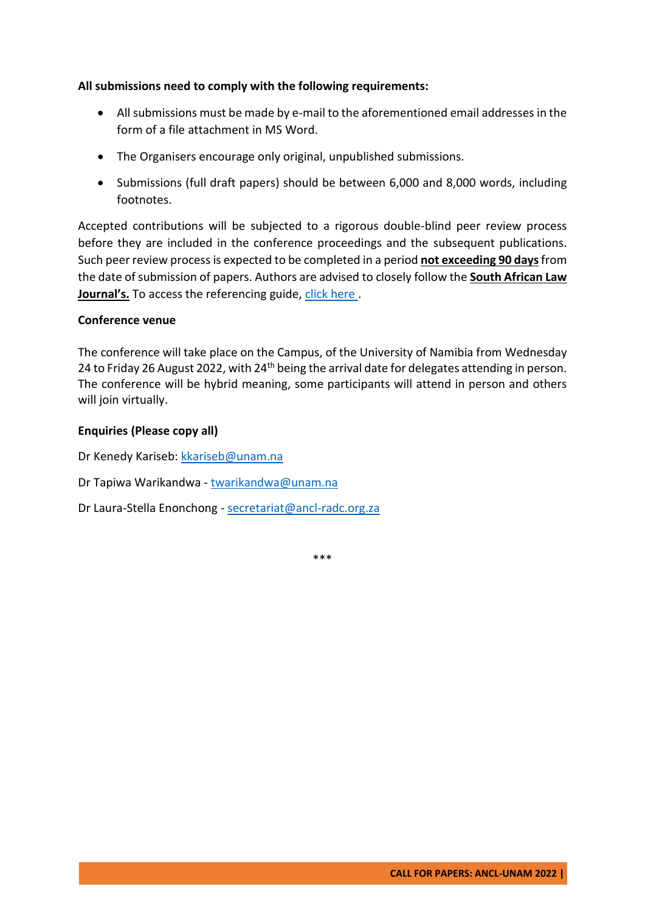**All submissions need to comply with the following requirements:**

- All submissions must be made by e-mail to the aforementioned email addresses in the form of a file attachment in MS Word.
- The Organisers encourage only original, unpublished submissions.
- Submissions (full draft papers) should be between 6,000 and 8,000 words, including footnotes.

Accepted contributions will be subjected to a rigorous double-blind peer review process before they are included in the conference proceedings and the subsequent publications. Such peer review process is expected to be completed in a period **not exceeding 90 days** from the date of submission of papers. Authors are advised to closely follow the **South African Law Journal's.** To access the referencing guide, click here .

**Conference venue**

The conference will take place on the Campus, of the University of Namibia from Wednesday 24 to Friday 26 August 2022, with 24th being the arrival date for delegates attending in person. The conference will be hybrid meaning, some participants will attend in person and others will join virtually.

**Enquiries (Please copy all)**

Dr Kenedy Kariseb: kkariseb@unam.na

Dr Tapiwa Warikandwa - twarikandwa@unam.na

Dr Laura-Stella Enonchong - secretariat@ancl-radc.org.za

***